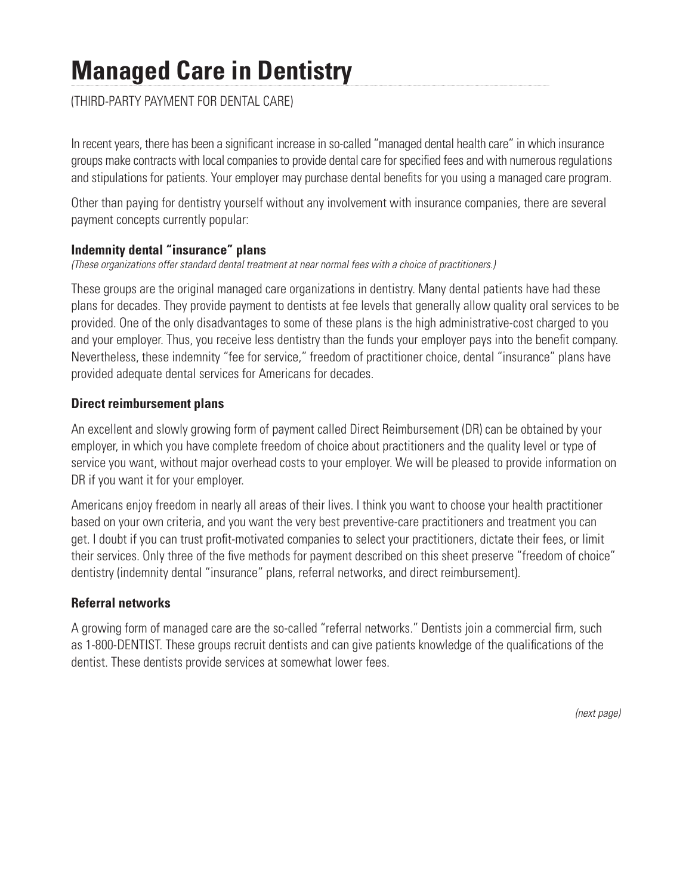# Managed Care in Dentistry

(THIRD-PARTY PAYMENT FOR DENTAL CARE)

In recent years, there has been a significant increase in so-called "managed dental health care" in which insurance groups make contracts with local companies to provide dental care for specified fees and with numerous regulations and stipulations for patients. Your employer may purchase dental benefits for you using a managed care program.

Other than paying for dentistry yourself without any involvement with insurance companies, there are several payment concepts currently popular:

### Indemnity dental "insurance" plans

*(These organizations offer standard dental treatment at near normal fees with a choice of practitioners.)*

These groups are the original managed care organizations in dentistry. Many dental patients have had these plans for decades. They provide payment to dentists at fee levels that generally allow quality oral services to be provided. One of the only disadvantages to some of these plans is the high administrative-cost charged to you and your employer. Thus, you receive less dentistry than the funds your employer pays into the benefit company. Nevertheless, these indemnity "fee for service," freedom of practitioner choice, dental "insurance" plans have provided adequate dental services for Americans for decades.

### Direct reimbursement plans

An excellent and slowly growing form of payment called Direct Reimbursement (DR) can be obtained by your employer, in which you have complete freedom of choice about practitioners and the quality level or type of service you want, without major overhead costs to your employer. We will be pleased to provide information on DR if you want it for your employer.

Americans enjoy freedom in nearly all areas of their lives. I think you want to choose your health practitioner based on your own criteria, and you want the very best preventive-care practitioners and treatment you can get. I doubt if you can trust profit-motivated companies to select your practitioners, dictate their fees, or limit their services. Only three of the five methods for payment described on this sheet preserve "freedom of choice" dentistry (indemnity dental "insurance" plans, referral networks, and direct reimbursement).

### Referral networks

A growing form of managed care are the so-called "referral networks." Dentists join a commercial firm, such as 1-800-DENTIST. These groups recruit dentists and can give patients knowledge of the qualifications of the dentist. These dentists provide services at somewhat lower fees.

*(next page)*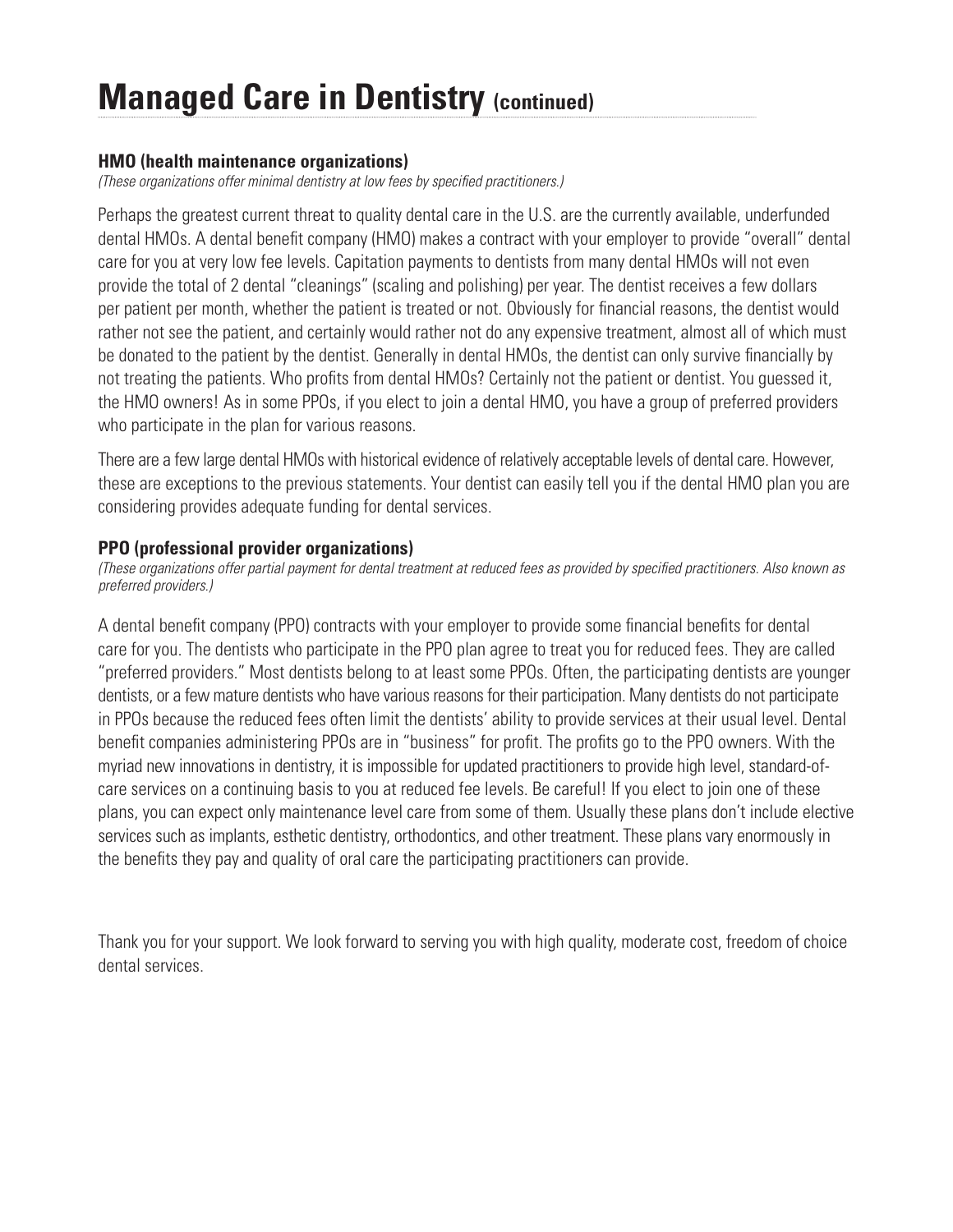# Managed Care in Dentistry (continued)

### HMO (health maintenance organizations)

*(These organizations offer minimal dentistry at low fees by specified practitioners.)*

Perhaps the greatest current threat to quality dental care in the U.S. are the currently available, underfunded dental HMOs. A dental benefit company (HMO) makes a contract with your employer to provide "overall" dental care for you at very low fee levels. Capitation payments to dentists from many dental HMOs will not even provide the total of 2 dental "cleanings" (scaling and polishing) per year. The dentist receives a few dollars per patient per month, whether the patient is treated or not. Obviously for financial reasons, the dentist would rather not see the patient, and certainly would rather not do any expensive treatment, almost all of which must be donated to the patient by the dentist. Generally in dental HMOs, the dentist can only survive financially by not treating the patients. Who profits from dental HMOs? Certainly not the patient or dentist. You guessed it, the HMO owners! As in some PPOs, if you elect to join a dental HMO, you have a group of preferred providers who participate in the plan for various reasons.

There are a few large dental HMOs with historical evidence of relatively acceptable levels of dental care. However, these are exceptions to the previous statements. Your dentist can easily tell you if the dental HMO plan you are considering provides adequate funding for dental services.

### PPO (professional provider organizations)

*(These organizations offer partial payment for dental treatment at reduced fees as provided by specified practitioners. Also known as preferred providers.)*

A dental benefit company (PPO) contracts with your employer to provide some financial benefits for dental care for you. The dentists who participate in the PPO plan agree to treat you for reduced fees. They are called "preferred providers." Most dentists belong to at least some PPOs. Often, the participating dentists are younger dentists, or a few mature dentists who have various reasons for their participation. Many dentists do not participate in PPOs because the reduced fees often limit the dentists' ability to provide services at their usual level. Dental benefit companies administering PPOs are in "business" for profit. The profits go to the PPO owners. With the myriad new innovations in dentistry, it is impossible for updated practitioners to provide high level, standard-of-care services on a continuing basis to you at reduced fee levels. Be careful! If you elect to join one of these plans, you can expect only maintenance level care from some of them. Usually these plans don't include elective services such as implants, esthetic dentistry, orthodontics, and other treatment. These plans vary enormously in the benefits they pay and quality of oral care the participating practitioners can provide.

Thank you for your support. We look forward to serving you with high quality, moderate cost, freedom of choice dental services.